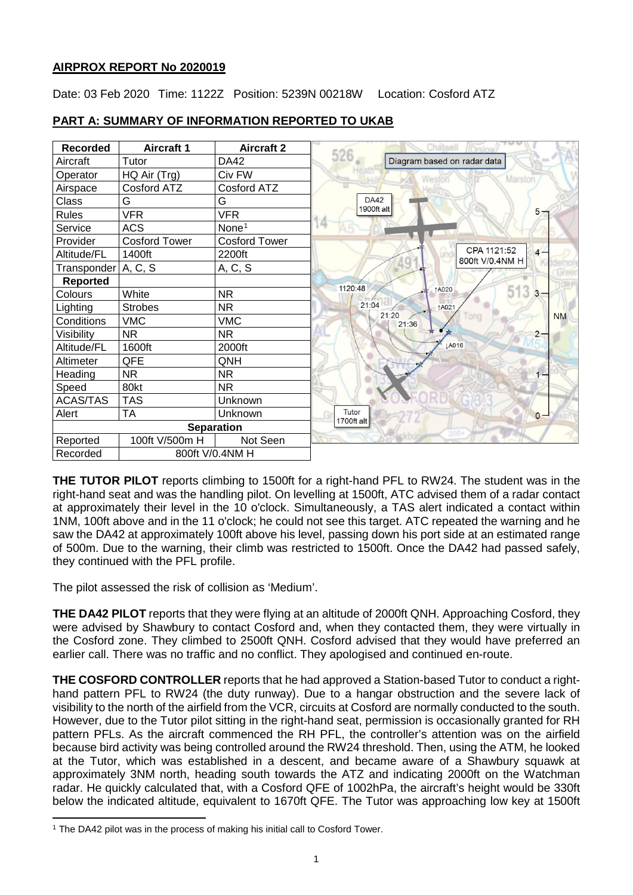## AIRPROX REPORT No 2020019

Date: 03 Feb 2020 Time: 1122Z Position: 5239N 00218W Location: Cosford ATZ

### PART A: SUMMARY OF INFORMATION REPORTED TO UKAB

| Recorded | Aircraft 1 | Aircraft 2 |
|---|---|---|
| Aircraft | Tutor | DA42 |
| Operator | HQ Air (Trg) | Civ FW |
| Airspace | Cosford ATZ | Cosford ATZ |
| Class | G | G |
| Rules | VFR | VFR |
| Service | ACS | None[1] |
| Provider | Cosford Tower | Cosford Tower |
| Altitude/FL | 1400ft | 2200ft |
| Transponder | A, C, S | A, C, S |
| **Reported** | | |
| Colours | White | NR |
| Lighting | Strobes | NR |
| Conditions | VMC | VMC |
| Visibility | NR | NR |
| Altitude/FL | 1600ft | 2000ft |
| Altimeter | QFE | QNH |
| Heading | NR | NR |
| Speed | 80kt | NR |
| ACAS/TAS | TAS | Unknown |
| Alert | TA | Unknown |
| **Separation** | | |
| Reported | 100ft V/500m H | Not Seen |
| Recorded | 800ft V/0.4NM H | |

Diagram based on radar data

**THE TUTOR PILOT** reports climbing to 1500ft for a right-hand PFL to RW24. The student was in the right-hand seat and was the handling pilot. On levelling at 1500ft, ATC advised them of a radar contact at approximately their level in the 10 o'clock. Simultaneously, a TAS alert indicated a contact within 1NM, 100ft above and in the 11 o'clock; he could not see this target. ATC repeated the warning and he saw the DA42 at approximately 100ft above his level, passing down his port side at an estimated range of 500m. Due to the warning, their climb was restricted to 1500ft. Once the DA42 had passed safely, they continued with the PFL profile.

The pilot assessed the risk of collision as 'Medium'.

**THE DA42 PILOT** reports that they were flying at an altitude of 2000ft QNH. Approaching Cosford, they were advised by Shawbury to contact Cosford and, when they contacted them, they were virtually in the Cosford zone. They climbed to 2500ft QNH. Cosford advised that they would have preferred an earlier call. There was no traffic and no conflict. They apologised and continued en-route.

**THE COSFORD CONTROLLER** reports that he had approved a Station-based Tutor to conduct a right-hand pattern PFL to RW24 (the duty runway). Due to a hangar obstruction and the severe lack of visibility to the north of the airfield from the VCR, circuits at Cosford are normally conducted to the south. However, due to the Tutor pilot sitting in the right-hand seat, permission is occasionally granted for RH pattern PFLs. As the aircraft commenced the RH PFL, the controller's attention was on the airfield because bird activity was being controlled around the RW24 threshold. Then, using the ATM, he looked at the Tutor, which was established in a descent, and became aware of a Shawbury squawk at approximately 3NM north, heading south towards the ATZ and indicating 2000ft on the Watchman radar. He quickly calculated that, with a Cosford QFE of 1002hPa, the aircraft's height would be 330ft below the indicated altitude, equivalent to 1670ft QFE. The Tutor was approaching low key at 1500ft

[1] The DA42 pilot was in the process of making his initial call to Cosford Tower.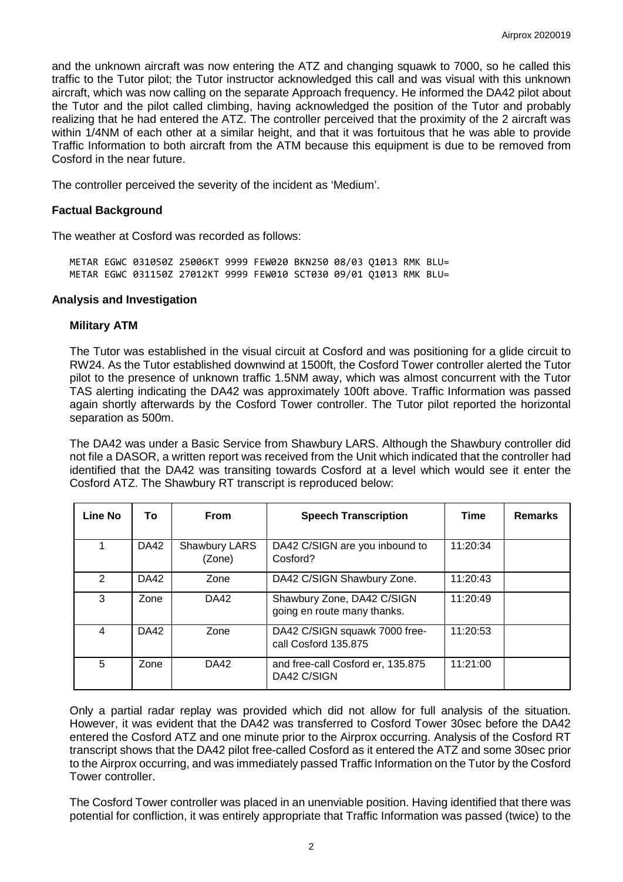and the unknown aircraft was now entering the ATZ and changing squawk to 7000, so he called this traffic to the Tutor pilot; the Tutor instructor acknowledged this call and was visual with this unknown aircraft, which was now calling on the separate Approach frequency. He informed the DA42 pilot about the Tutor and the pilot called climbing, having acknowledged the position of the Tutor and probably realizing that he had entered the ATZ. The controller perceived that the proximity of the 2 aircraft was within 1/4NM of each other at a similar height, and that it was fortuitous that he was able to provide Traffic Information to both aircraft from the ATM because this equipment is due to be removed from Cosford in the near future.

The controller perceived the severity of the incident as 'Medium'.

## Factual Background

The weather at Cosford was recorded as follows:

```
METAR EGWC 031050Z 25006KT 9999 FEW020 BKN250 08/03 Q1013 RMK BLU=
METAR EGWC 031150Z 27012KT 9999 FEW010 SCT030 09/01 Q1013 RMK BLU=
```

## Analysis and Investigation

### Military ATM

The Tutor was established in the visual circuit at Cosford and was positioning for a glide circuit to RW24. As the Tutor established downwind at 1500ft, the Cosford Tower controller alerted the Tutor pilot to the presence of unknown traffic 1.5NM away, which was almost concurrent with the Tutor TAS alerting indicating the DA42 was approximately 100ft above. Traffic Information was passed again shortly afterwards by the Cosford Tower controller. The Tutor pilot reported the horizontal separation as 500m.

The DA42 was under a Basic Service from Shawbury LARS. Although the Shawbury controller did not file a DASOR, a written report was received from the Unit which indicated that the controller had identified that the DA42 was transiting towards Cosford at a level which would see it enter the Cosford ATZ. The Shawbury RT transcript is reproduced below:

| Line No | To | From | Speech Transcription | Time | Remarks |
|---|---|---|---|---|---|
| 1 | DA42 | Shawbury LARS (Zone) | DA42 C/SIGN are you inbound to Cosford? | 11:20:34 | |
| 2 | DA42 | Zone | DA42 C/SIGN Shawbury Zone. | 11:20:43 | |
| 3 | Zone | DA42 | Shawbury Zone, DA42 C/SIGN going en route many thanks. | 11:20:49 | |
| 4 | DA42 | Zone | DA42 C/SIGN squawk 7000 free-call Cosford 135.875 | 11:20:53 | |
| 5 | Zone | DA42 | and free-call Cosford er, 135.875 DA42 C/SIGN | 11:21:00 | |

Only a partial radar replay was provided which did not allow for full analysis of the situation. However, it was evident that the DA42 was transferred to Cosford Tower 30sec before the DA42 entered the Cosford ATZ and one minute prior to the Airprox occurring. Analysis of the Cosford RT transcript shows that the DA42 pilot free-called Cosford as it entered the ATZ and some 30sec prior to the Airprox occurring, and was immediately passed Traffic Information on the Tutor by the Cosford Tower controller.

The Cosford Tower controller was placed in an unenviable position. Having identified that there was potential for confliction, it was entirely appropriate that Traffic Information was passed (twice) to the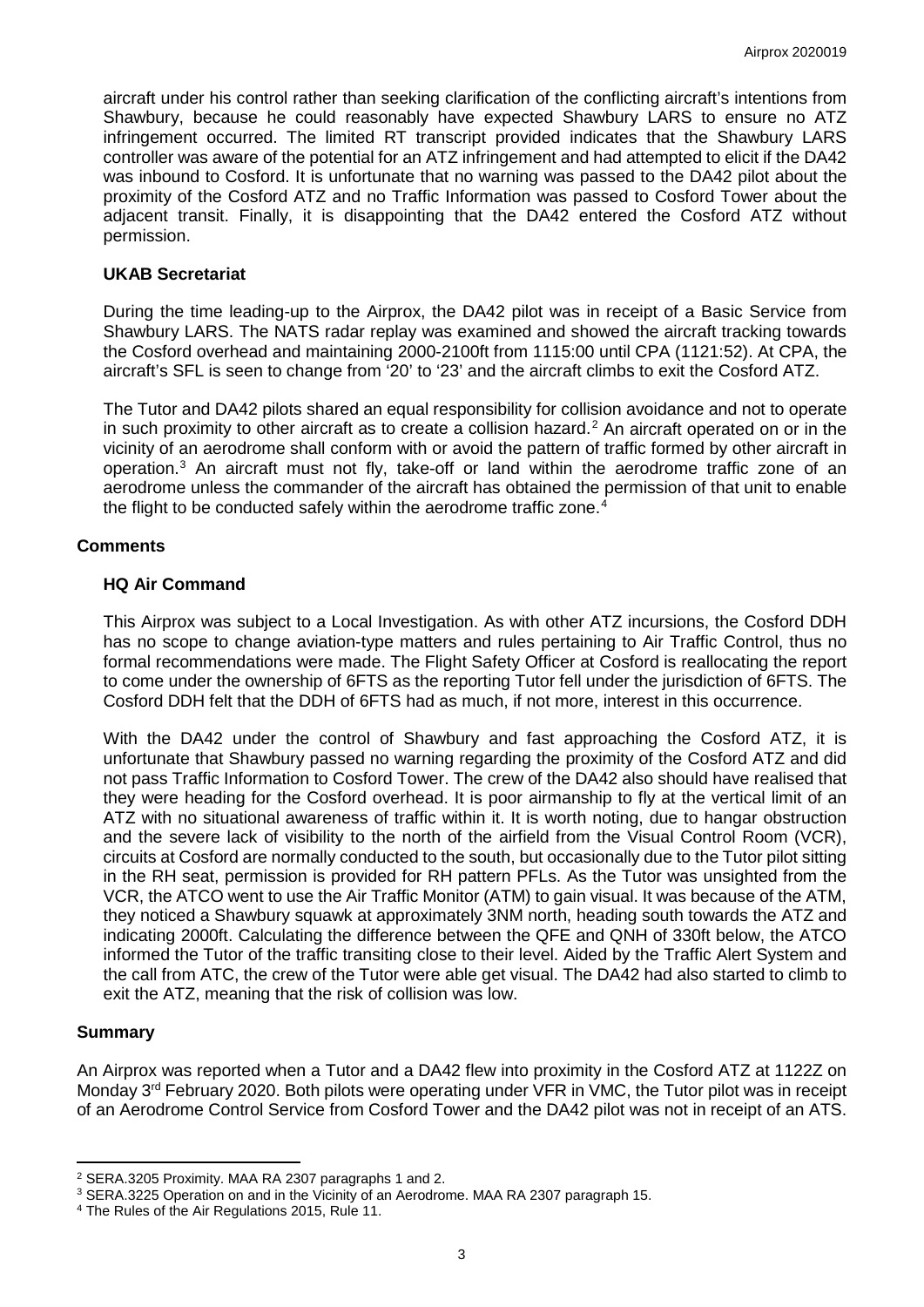aircraft under his control rather than seeking clarification of the conflicting aircraft's intentions from Shawbury, because he could reasonably have expected Shawbury LARS to ensure no ATZ infringement occurred. The limited RT transcript provided indicates that the Shawbury LARS controller was aware of the potential for an ATZ infringement and had attempted to elicit if the DA42 was inbound to Cosford. It is unfortunate that no warning was passed to the DA42 pilot about the proximity of the Cosford ATZ and no Traffic Information was passed to Cosford Tower about the adjacent transit. Finally, it is disappointing that the DA42 entered the Cosford ATZ without permission.

### UKAB Secretariat

During the time leading-up to the Airprox, the DA42 pilot was in receipt of a Basic Service from Shawbury LARS. The NATS radar replay was examined and showed the aircraft tracking towards the Cosford overhead and maintaining 2000-2100ft from 1115:00 until CPA (1121:52). At CPA, the aircraft's SFL is seen to change from '20' to '23' and the aircraft climbs to exit the Cosford ATZ.

The Tutor and DA42 pilots shared an equal responsibility for collision avoidance and not to operate in such proximity to other aircraft as to create a collision hazard.[2] An aircraft operated on or in the vicinity of an aerodrome shall conform with or avoid the pattern of traffic formed by other aircraft in operation.[3] An aircraft must not fly, take-off or land within the aerodrome traffic zone of an aerodrome unless the commander of the aircraft has obtained the permission of that unit to enable the flight to be conducted safely within the aerodrome traffic zone.[4]

## Comments

### HQ Air Command

This Airprox was subject to a Local Investigation. As with other ATZ incursions, the Cosford DDH has no scope to change aviation-type matters and rules pertaining to Air Traffic Control, thus no formal recommendations were made. The Flight Safety Officer at Cosford is reallocating the report to come under the ownership of 6FTS as the reporting Tutor fell under the jurisdiction of 6FTS. The Cosford DDH felt that the DDH of 6FTS had as much, if not more, interest in this occurrence.

With the DA42 under the control of Shawbury and fast approaching the Cosford ATZ, it is unfortunate that Shawbury passed no warning regarding the proximity of the Cosford ATZ and did not pass Traffic Information to Cosford Tower. The crew of the DA42 also should have realised that they were heading for the Cosford overhead. It is poor airmanship to fly at the vertical limit of an ATZ with no situational awareness of traffic within it. It is worth noting, due to hangar obstruction and the severe lack of visibility to the north of the airfield from the Visual Control Room (VCR), circuits at Cosford are normally conducted to the south, but occasionally due to the Tutor pilot sitting in the RH seat, permission is provided for RH pattern PFLs. As the Tutor was unsighted from the VCR, the ATCO went to use the Air Traffic Monitor (ATM) to gain visual. It was because of the ATM, they noticed a Shawbury squawk at approximately 3NM north, heading south towards the ATZ and indicating 2000ft. Calculating the difference between the QFE and QNH of 330ft below, the ATCO informed the Tutor of the traffic transiting close to their level. Aided by the Traffic Alert System and the call from ATC, the crew of the Tutor were able get visual. The DA42 had also started to climb to exit the ATZ, meaning that the risk of collision was low.

## Summary

An Airprox was reported when a Tutor and a DA42 flew into proximity in the Cosford ATZ at 1122Z on Monday 3rd February 2020. Both pilots were operating under VFR in VMC, the Tutor pilot was in receipt of an Aerodrome Control Service from Cosford Tower and the DA42 pilot was not in receipt of an ATS.

---

[2] SERA.3205 Proximity. MAA RA 2307 paragraphs 1 and 2.

[3] SERA.3225 Operation on and in the Vicinity of an Aerodrome. MAA RA 2307 paragraph 15.

[4] The Rules of the Air Regulations 2015, Rule 11.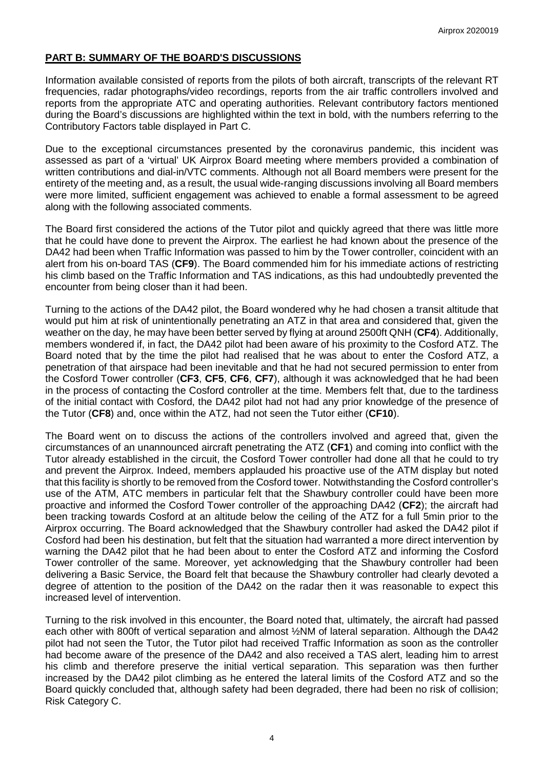## PART B: SUMMARY OF THE BOARD'S DISCUSSIONS

Information available consisted of reports from the pilots of both aircraft, transcripts of the relevant RT frequencies, radar photographs/video recordings, reports from the air traffic controllers involved and reports from the appropriate ATC and operating authorities. Relevant contributory factors mentioned during the Board's discussions are highlighted within the text in bold, with the numbers referring to the Contributory Factors table displayed in Part C.

Due to the exceptional circumstances presented by the coronavirus pandemic, this incident was assessed as part of a 'virtual' UK Airprox Board meeting where members provided a combination of written contributions and dial-in/VTC comments. Although not all Board members were present for the entirety of the meeting and, as a result, the usual wide-ranging discussions involving all Board members were more limited, sufficient engagement was achieved to enable a formal assessment to be agreed along with the following associated comments.

The Board first considered the actions of the Tutor pilot and quickly agreed that there was little more that he could have done to prevent the Airprox. The earliest he had known about the presence of the DA42 had been when Traffic Information was passed to him by the Tower controller, coincident with an alert from his on-board TAS (**CF9**). The Board commended him for his immediate actions of restricting his climb based on the Traffic Information and TAS indications, as this had undoubtedly prevented the encounter from being closer than it had been.

Turning to the actions of the DA42 pilot, the Board wondered why he had chosen a transit altitude that would put him at risk of unintentionally penetrating an ATZ in that area and considered that, given the weather on the day, he may have been better served by flying at around 2500ft QNH (**CF4**). Additionally, members wondered if, in fact, the DA42 pilot had been aware of his proximity to the Cosford ATZ. The Board noted that by the time the pilot had realised that he was about to enter the Cosford ATZ, a penetration of that airspace had been inevitable and that he had not secured permission to enter from the Cosford Tower controller (**CF3**, **CF5**, **CF6**, **CF7**), although it was acknowledged that he had been in the process of contacting the Cosford controller at the time. Members felt that, due to the tardiness of the initial contact with Cosford, the DA42 pilot had not had any prior knowledge of the presence of the Tutor (**CF8**) and, once within the ATZ, had not seen the Tutor either (**CF10**).

The Board went on to discuss the actions of the controllers involved and agreed that, given the circumstances of an unannounced aircraft penetrating the ATZ (**CF1**) and coming into conflict with the Tutor already established in the circuit, the Cosford Tower controller had done all that he could to try and prevent the Airprox. Indeed, members applauded his proactive use of the ATM display but noted that this facility is shortly to be removed from the Cosford tower. Notwithstanding the Cosford controller's use of the ATM, ATC members in particular felt that the Shawbury controller could have been more proactive and informed the Cosford Tower controller of the approaching DA42 (**CF2**); the aircraft had been tracking towards Cosford at an altitude below the ceiling of the ATZ for a full 5min prior to the Airprox occurring. The Board acknowledged that the Shawbury controller had asked the DA42 pilot if Cosford had been his destination, but felt that the situation had warranted a more direct intervention by warning the DA42 pilot that he had been about to enter the Cosford ATZ and informing the Cosford Tower controller of the same. Moreover, yet acknowledging that the Shawbury controller had been delivering a Basic Service, the Board felt that because the Shawbury controller had clearly devoted a degree of attention to the position of the DA42 on the radar then it was reasonable to expect this increased level of intervention.

Turning to the risk involved in this encounter, the Board noted that, ultimately, the aircraft had passed each other with 800ft of vertical separation and almost ½NM of lateral separation. Although the DA42 pilot had not seen the Tutor, the Tutor pilot had received Traffic Information as soon as the controller had become aware of the presence of the DA42 and also received a TAS alert, leading him to arrest his climb and therefore preserve the initial vertical separation. This separation was then further increased by the DA42 pilot climbing as he entered the lateral limits of the Cosford ATZ and so the Board quickly concluded that, although safety had been degraded, there had been no risk of collision; Risk Category C.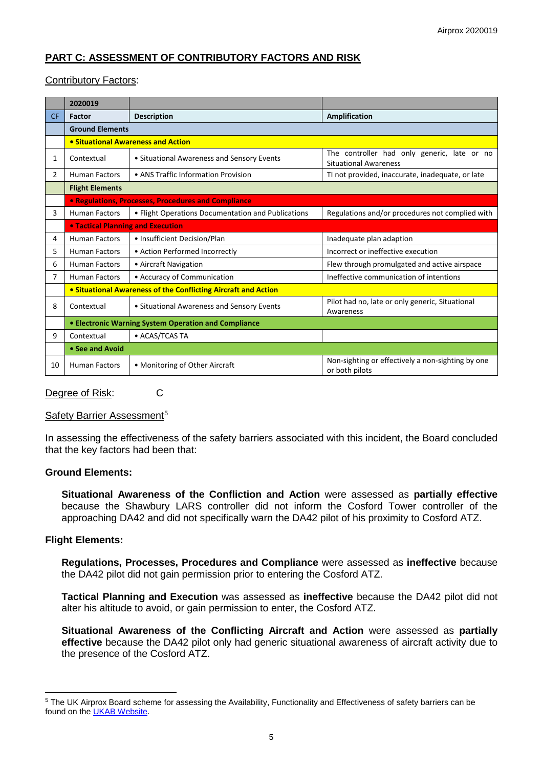## PART C: ASSESSMENT OF CONTRIBUTORY FACTORS AND RISK

Contributory Factors:

| | 2020019 | | |
|---|---|---|---|
| CF | Factor | Description | Amplification |
| | **Ground Elements** | | |
| | **• Situational Awareness and Action** | | |
| 1 | Contextual | • Situational Awareness and Sensory Events | The controller had only generic, late or no Situational Awareness |
| 2 | Human Factors | • ANS Traffic Information Provision | TI not provided, inaccurate, inadequate, or late |
| | **Flight Elements** | | |
| | **• Regulations, Processes, Procedures and Compliance** | | |
| 3 | Human Factors | • Flight Operations Documentation and Publications | Regulations and/or procedures not complied with |
| | **• Tactical Planning and Execution** | | |
| 4 | Human Factors | • Insufficient Decision/Plan | Inadequate plan adaption |
| 5 | Human Factors | • Action Performed Incorrectly | Incorrect or ineffective execution |
| 6 | Human Factors | • Aircraft Navigation | Flew through promulgated and active airspace |
| 7 | Human Factors | • Accuracy of Communication | Ineffective communication of intentions |
| | **• Situational Awareness of the Conflicting Aircraft and Action** | | |
| 8 | Contextual | • Situational Awareness and Sensory Events | Pilot had no, late or only generic, Situational Awareness |
| | **• Electronic Warning System Operation and Compliance** | | |
| 9 | Contextual | • ACAS/TCAS TA | |
| | **• See and Avoid** | | |
| 10 | Human Factors | • Monitoring of Other Aircraft | Non-sighting or effectively a non-sighting by one or both pilots |

Degree of Risk: C

Safety Barrier Assessment[5]

In assessing the effectiveness of the safety barriers associated with this incident, the Board concluded that the key factors had been that:

**Ground Elements:**

**Situational Awareness of the Confliction and Action** were assessed as **partially effective** because the Shawbury LARS controller did not inform the Cosford Tower controller of the approaching DA42 and did not specifically warn the DA42 pilot of his proximity to Cosford ATZ.

**Flight Elements:**

**Regulations, Processes, Procedures and Compliance** were assessed as **ineffective** because the DA42 pilot did not gain permission prior to entering the Cosford ATZ.

**Tactical Planning and Execution** was assessed as **ineffective** because the DA42 pilot did not alter his altitude to avoid, or gain permission to enter, the Cosford ATZ.

**Situational Awareness of the Conflicting Aircraft and Action** were assessed as **partially effective** because the DA42 pilot only had generic situational awareness of aircraft activity due to the presence of the Cosford ATZ.

---

[5] The UK Airprox Board scheme for assessing the Availability, Functionality and Effectiveness of safety barriers can be found on the UKAB Website.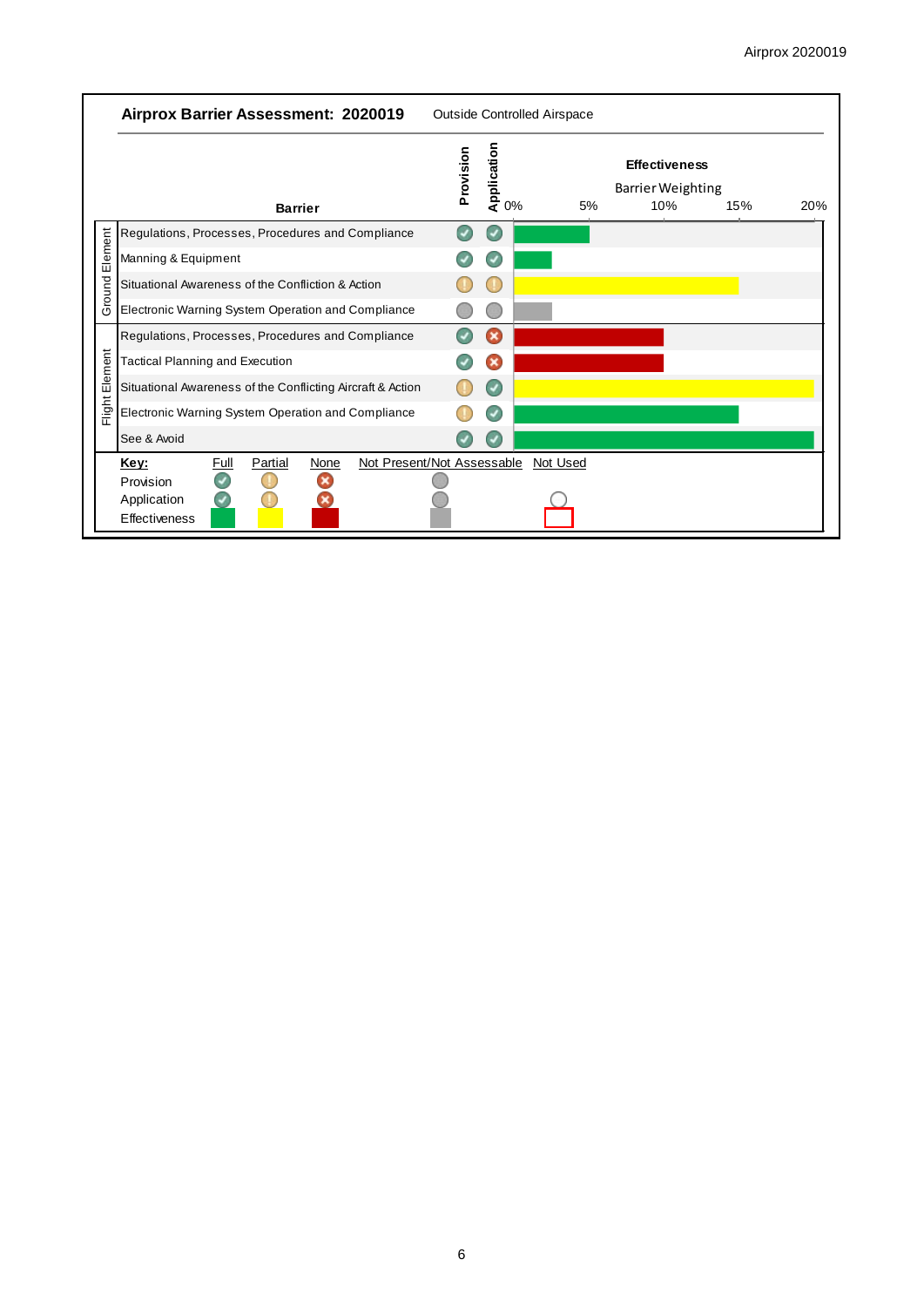**Airprox Barrier Assessment: 2020019** Outside Controlled Airspace

Barrier | Provision | Application | Effectiveness

Barrier Weighting

0% 5% 10% 15% 20%

Ground Element

Regulations, Processes, Procedures and Compliance

Manning & Equipment

Situational Awareness of the Confliction & Action

Electronic Warning System Operation and Compliance

Flight Element

Regulations, Processes, Procedures and Compliance

Tactical Planning and Execution

Situational Awareness of the Conflicting Aircraft & Action

Electronic Warning System Operation and Compliance

See & Avoid

Key: Full Partial None Not Present/Not Assessable Not Used

Provision

Application

Effectiveness